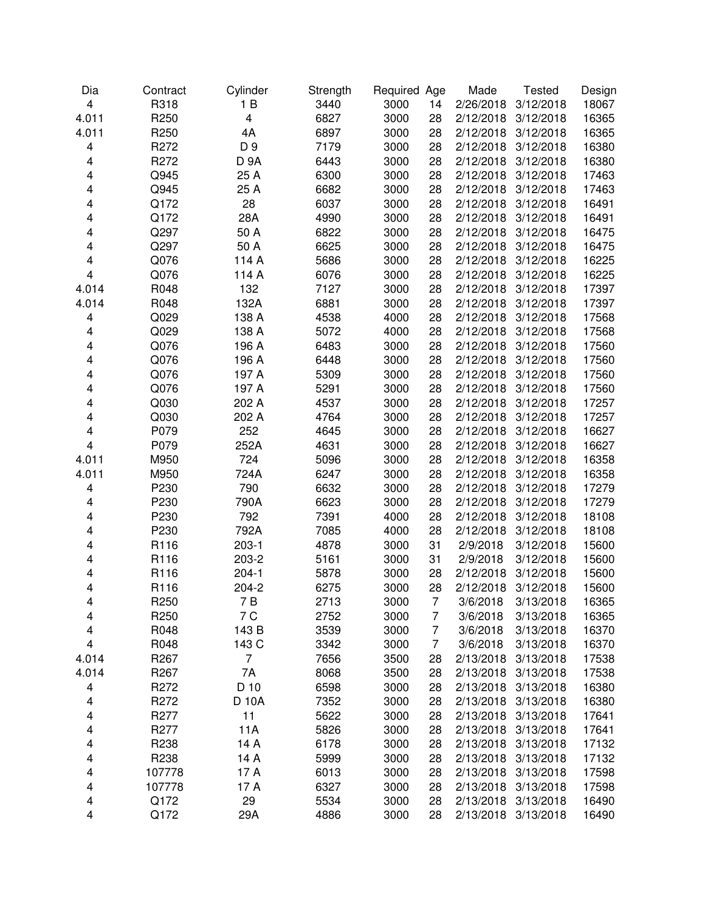| Dia | Contract | Cylinder | Strength | Required | Age | Made | Tested | Design |
|---|---|---|---|---|---|---|---|---|
| 4 | R318 | 1 B | 3440 | 3000 | 14 | 2/26/2018 | 3/12/2018 | 18067 |
| 4.011 | R250 | 4 | 6827 | 3000 | 28 | 2/12/2018 | 3/12/2018 | 16365 |
| 4.011 | R250 | 4A | 6897 | 3000 | 28 | 2/12/2018 | 3/12/2018 | 16365 |
| 4 | R272 | D 9 | 7179 | 3000 | 28 | 2/12/2018 | 3/12/2018 | 16380 |
| 4 | R272 | D 9A | 6443 | 3000 | 28 | 2/12/2018 | 3/12/2018 | 16380 |
| 4 | Q945 | 25 A | 6300 | 3000 | 28 | 2/12/2018 | 3/12/2018 | 17463 |
| 4 | Q945 | 25 A | 6682 | 3000 | 28 | 2/12/2018 | 3/12/2018 | 17463 |
| 4 | Q172 | 28 | 6037 | 3000 | 28 | 2/12/2018 | 3/12/2018 | 16491 |
| 4 | Q172 | 28A | 4990 | 3000 | 28 | 2/12/2018 | 3/12/2018 | 16491 |
| 4 | Q297 | 50 A | 6822 | 3000 | 28 | 2/12/2018 | 3/12/2018 | 16475 |
| 4 | Q297 | 50 A | 6625 | 3000 | 28 | 2/12/2018 | 3/12/2018 | 16475 |
| 4 | Q076 | 114 A | 5686 | 3000 | 28 | 2/12/2018 | 3/12/2018 | 16225 |
| 4 | Q076 | 114 A | 6076 | 3000 | 28 | 2/12/2018 | 3/12/2018 | 16225 |
| 4.014 | R048 | 132 | 7127 | 3000 | 28 | 2/12/2018 | 3/12/2018 | 17397 |
| 4.014 | R048 | 132A | 6881 | 3000 | 28 | 2/12/2018 | 3/12/2018 | 17397 |
| 4 | Q029 | 138 A | 4538 | 4000 | 28 | 2/12/2018 | 3/12/2018 | 17568 |
| 4 | Q029 | 138 A | 5072 | 4000 | 28 | 2/12/2018 | 3/12/2018 | 17568 |
| 4 | Q076 | 196 A | 6483 | 3000 | 28 | 2/12/2018 | 3/12/2018 | 17560 |
| 4 | Q076 | 196 A | 6448 | 3000 | 28 | 2/12/2018 | 3/12/2018 | 17560 |
| 4 | Q076 | 197 A | 5309 | 3000 | 28 | 2/12/2018 | 3/12/2018 | 17560 |
| 4 | Q076 | 197 A | 5291 | 3000 | 28 | 2/12/2018 | 3/12/2018 | 17560 |
| 4 | Q030 | 202 A | 4537 | 3000 | 28 | 2/12/2018 | 3/12/2018 | 17257 |
| 4 | Q030 | 202 A | 4764 | 3000 | 28 | 2/12/2018 | 3/12/2018 | 17257 |
| 4 | P079 | 252 | 4645 | 3000 | 28 | 2/12/2018 | 3/12/2018 | 16627 |
| 4 | P079 | 252A | 4631 | 3000 | 28 | 2/12/2018 | 3/12/2018 | 16627 |
| 4.011 | M950 | 724 | 5096 | 3000 | 28 | 2/12/2018 | 3/12/2018 | 16358 |
| 4.011 | M950 | 724A | 6247 | 3000 | 28 | 2/12/2018 | 3/12/2018 | 16358 |
| 4 | P230 | 790 | 6632 | 3000 | 28 | 2/12/2018 | 3/12/2018 | 17279 |
| 4 | P230 | 790A | 6623 | 3000 | 28 | 2/12/2018 | 3/12/2018 | 17279 |
| 4 | P230 | 792 | 7391 | 4000 | 28 | 2/12/2018 | 3/12/2018 | 18108 |
| 4 | P230 | 792A | 7085 | 4000 | 28 | 2/12/2018 | 3/12/2018 | 18108 |
| 4 | R116 | 203-1 | 4878 | 3000 | 31 | 2/9/2018 | 3/12/2018 | 15600 |
| 4 | R116 | 203-2 | 5161 | 3000 | 31 | 2/9/2018 | 3/12/2018 | 15600 |
| 4 | R116 | 204-1 | 5878 | 3000 | 28 | 2/12/2018 | 3/12/2018 | 15600 |
| 4 | R116 | 204-2 | 6275 | 3000 | 28 | 2/12/2018 | 3/12/2018 | 15600 |
| 4 | R250 | 7 B | 2713 | 3000 | 7 | 3/6/2018 | 3/13/2018 | 16365 |
| 4 | R250 | 7 C | 2752 | 3000 | 7 | 3/6/2018 | 3/13/2018 | 16365 |
| 4 | R048 | 143 B | 3539 | 3000 | 7 | 3/6/2018 | 3/13/2018 | 16370 |
| 4 | R048 | 143 C | 3342 | 3000 | 7 | 3/6/2018 | 3/13/2018 | 16370 |
| 4.014 | R267 | 7 | 7656 | 3500 | 28 | 2/13/2018 | 3/13/2018 | 17538 |
| 4.014 | R267 | 7A | 8068 | 3500 | 28 | 2/13/2018 | 3/13/2018 | 17538 |
| 4 | R272 | D 10 | 6598 | 3000 | 28 | 2/13/2018 | 3/13/2018 | 16380 |
| 4 | R272 | D 10A | 7352 | 3000 | 28 | 2/13/2018 | 3/13/2018 | 16380 |
| 4 | R277 | 11 | 5622 | 3000 | 28 | 2/13/2018 | 3/13/2018 | 17641 |
| 4 | R277 | 11A | 5826 | 3000 | 28 | 2/13/2018 | 3/13/2018 | 17641 |
| 4 | R238 | 14 A | 6178 | 3000 | 28 | 2/13/2018 | 3/13/2018 | 17132 |
| 4 | R238 | 14 A | 5999 | 3000 | 28 | 2/13/2018 | 3/13/2018 | 17132 |
| 4 | 107778 | 17 A | 6013 | 3000 | 28 | 2/13/2018 | 3/13/2018 | 17598 |
| 4 | 107778 | 17 A | 6327 | 3000 | 28 | 2/13/2018 | 3/13/2018 | 17598 |
| 4 | Q172 | 29 | 5534 | 3000 | 28 | 2/13/2018 | 3/13/2018 | 16490 |
| 4 | Q172 | 29A | 4886 | 3000 | 28 | 2/13/2018 | 3/13/2018 | 16490 |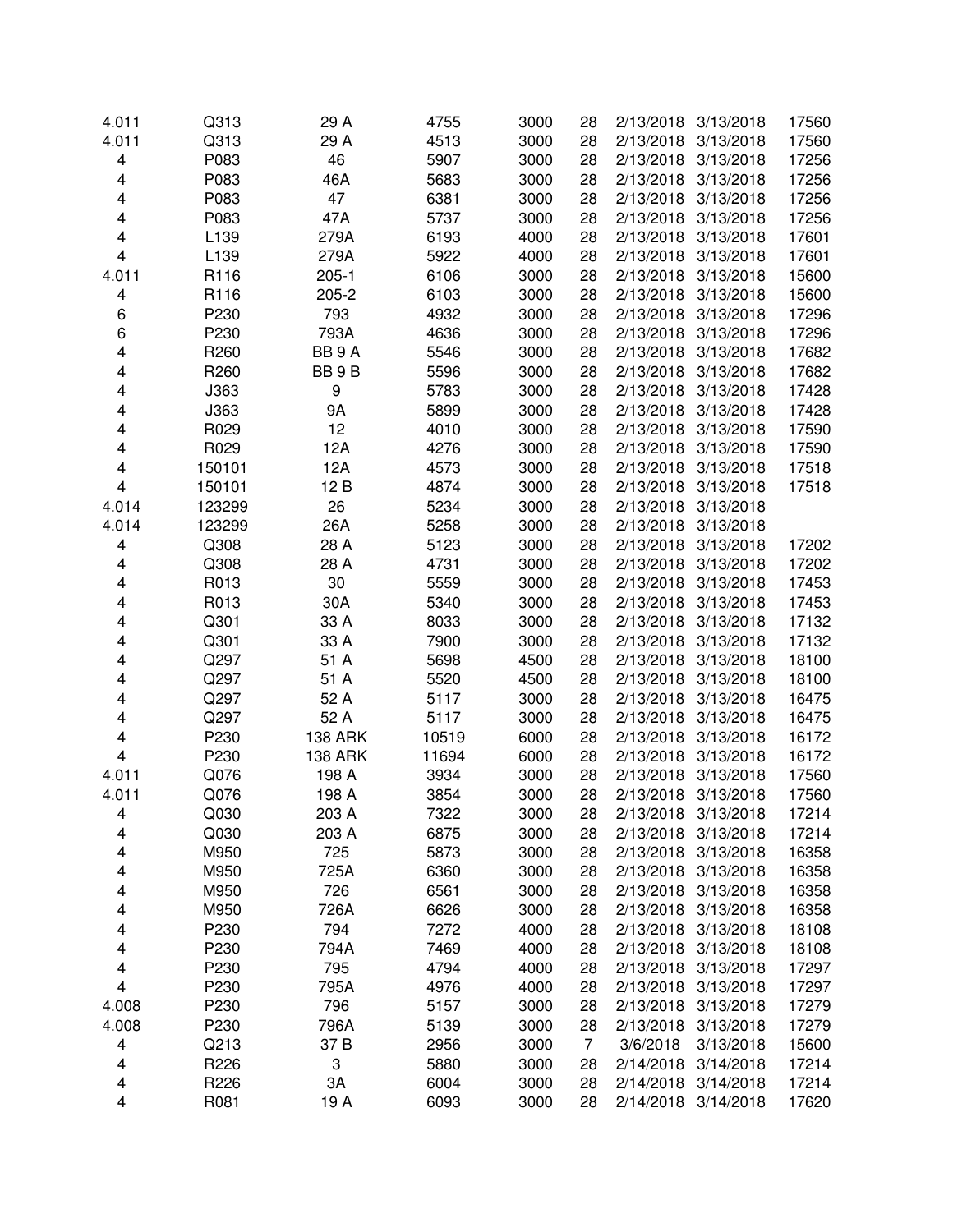| | | | | | | | | |
|---|---|---|---|---|---|---|---|---|
| 4.011 | Q313 | 29 A | 4755 | 3000 | 28 | 2/13/2018 | 3/13/2018 | 17560 |
| 4.011 | Q313 | 29 A | 4513 | 3000 | 28 | 2/13/2018 | 3/13/2018 | 17560 |
| 4 | P083 | 46 | 5907 | 3000 | 28 | 2/13/2018 | 3/13/2018 | 17256 |
| 4 | P083 | 46A | 5683 | 3000 | 28 | 2/13/2018 | 3/13/2018 | 17256 |
| 4 | P083 | 47 | 6381 | 3000 | 28 | 2/13/2018 | 3/13/2018 | 17256 |
| 4 | P083 | 47A | 5737 | 3000 | 28 | 2/13/2018 | 3/13/2018 | 17256 |
| 4 | L139 | 279A | 6193 | 4000 | 28 | 2/13/2018 | 3/13/2018 | 17601 |
| 4 | L139 | 279A | 5922 | 4000 | 28 | 2/13/2018 | 3/13/2018 | 17601 |
| 4.011 | R116 | 205-1 | 6106 | 3000 | 28 | 2/13/2018 | 3/13/2018 | 15600 |
| 4 | R116 | 205-2 | 6103 | 3000 | 28 | 2/13/2018 | 3/13/2018 | 15600 |
| 6 | P230 | 793 | 4932 | 3000 | 28 | 2/13/2018 | 3/13/2018 | 17296 |
| 6 | P230 | 793A | 4636 | 3000 | 28 | 2/13/2018 | 3/13/2018 | 17296 |
| 4 | R260 | BB 9 A | 5546 | 3000 | 28 | 2/13/2018 | 3/13/2018 | 17682 |
| 4 | R260 | BB 9 B | 5596 | 3000 | 28 | 2/13/2018 | 3/13/2018 | 17682 |
| 4 | J363 | 9 | 5783 | 3000 | 28 | 2/13/2018 | 3/13/2018 | 17428 |
| 4 | J363 | 9A | 5899 | 3000 | 28 | 2/13/2018 | 3/13/2018 | 17428 |
| 4 | R029 | 12 | 4010 | 3000 | 28 | 2/13/2018 | 3/13/2018 | 17590 |
| 4 | R029 | 12A | 4276 | 3000 | 28 | 2/13/2018 | 3/13/2018 | 17590 |
| 4 | 150101 | 12A | 4573 | 3000 | 28 | 2/13/2018 | 3/13/2018 | 17518 |
| 4 | 150101 | 12 B | 4874 | 3000 | 28 | 2/13/2018 | 3/13/2018 | 17518 |
| 4.014 | 123299 | 26 | 5234 | 3000 | 28 | 2/13/2018 | 3/13/2018 | |
| 4.014 | 123299 | 26A | 5258 | 3000 | 28 | 2/13/2018 | 3/13/2018 | |
| 4 | Q308 | 28 A | 5123 | 3000 | 28 | 2/13/2018 | 3/13/2018 | 17202 |
| 4 | Q308 | 28 A | 4731 | 3000 | 28 | 2/13/2018 | 3/13/2018 | 17202 |
| 4 | R013 | 30 | 5559 | 3000 | 28 | 2/13/2018 | 3/13/2018 | 17453 |
| 4 | R013 | 30A | 5340 | 3000 | 28 | 2/13/2018 | 3/13/2018 | 17453 |
| 4 | Q301 | 33 A | 8033 | 3000 | 28 | 2/13/2018 | 3/13/2018 | 17132 |
| 4 | Q301 | 33 A | 7900 | 3000 | 28 | 2/13/2018 | 3/13/2018 | 17132 |
| 4 | Q297 | 51 A | 5698 | 4500 | 28 | 2/13/2018 | 3/13/2018 | 18100 |
| 4 | Q297 | 51 A | 5520 | 4500 | 28 | 2/13/2018 | 3/13/2018 | 18100 |
| 4 | Q297 | 52 A | 5117 | 3000 | 28 | 2/13/2018 | 3/13/2018 | 16475 |
| 4 | Q297 | 52 A | 5117 | 3000 | 28 | 2/13/2018 | 3/13/2018 | 16475 |
| 4 | P230 | 138 ARK | 10519 | 6000 | 28 | 2/13/2018 | 3/13/2018 | 16172 |
| 4 | P230 | 138 ARK | 11694 | 6000 | 28 | 2/13/2018 | 3/13/2018 | 16172 |
| 4.011 | Q076 | 198 A | 3934 | 3000 | 28 | 2/13/2018 | 3/13/2018 | 17560 |
| 4.011 | Q076 | 198 A | 3854 | 3000 | 28 | 2/13/2018 | 3/13/2018 | 17560 |
| 4 | Q030 | 203 A | 7322 | 3000 | 28 | 2/13/2018 | 3/13/2018 | 17214 |
| 4 | Q030 | 203 A | 6875 | 3000 | 28 | 2/13/2018 | 3/13/2018 | 17214 |
| 4 | M950 | 725 | 5873 | 3000 | 28 | 2/13/2018 | 3/13/2018 | 16358 |
| 4 | M950 | 725A | 6360 | 3000 | 28 | 2/13/2018 | 3/13/2018 | 16358 |
| 4 | M950 | 726 | 6561 | 3000 | 28 | 2/13/2018 | 3/13/2018 | 16358 |
| 4 | M950 | 726A | 6626 | 3000 | 28 | 2/13/2018 | 3/13/2018 | 16358 |
| 4 | P230 | 794 | 7272 | 4000 | 28 | 2/13/2018 | 3/13/2018 | 18108 |
| 4 | P230 | 794A | 7469 | 4000 | 28 | 2/13/2018 | 3/13/2018 | 18108 |
| 4 | P230 | 795 | 4794 | 4000 | 28 | 2/13/2018 | 3/13/2018 | 17297 |
| 4 | P230 | 795A | 4976 | 4000 | 28 | 2/13/2018 | 3/13/2018 | 17297 |
| 4.008 | P230 | 796 | 5157 | 3000 | 28 | 2/13/2018 | 3/13/2018 | 17279 |
| 4.008 | P230 | 796A | 5139 | 3000 | 28 | 2/13/2018 | 3/13/2018 | 17279 |
| 4 | Q213 | 37 B | 2956 | 3000 | 7 | 3/6/2018 | 3/13/2018 | 15600 |
| 4 | R226 | 3 | 5880 | 3000 | 28 | 2/14/2018 | 3/14/2018 | 17214 |
| 4 | R226 | 3A | 6004 | 3000 | 28 | 2/14/2018 | 3/14/2018 | 17214 |
| 4 | R081 | 19 A | 6093 | 3000 | 28 | 2/14/2018 | 3/14/2018 | 17620 |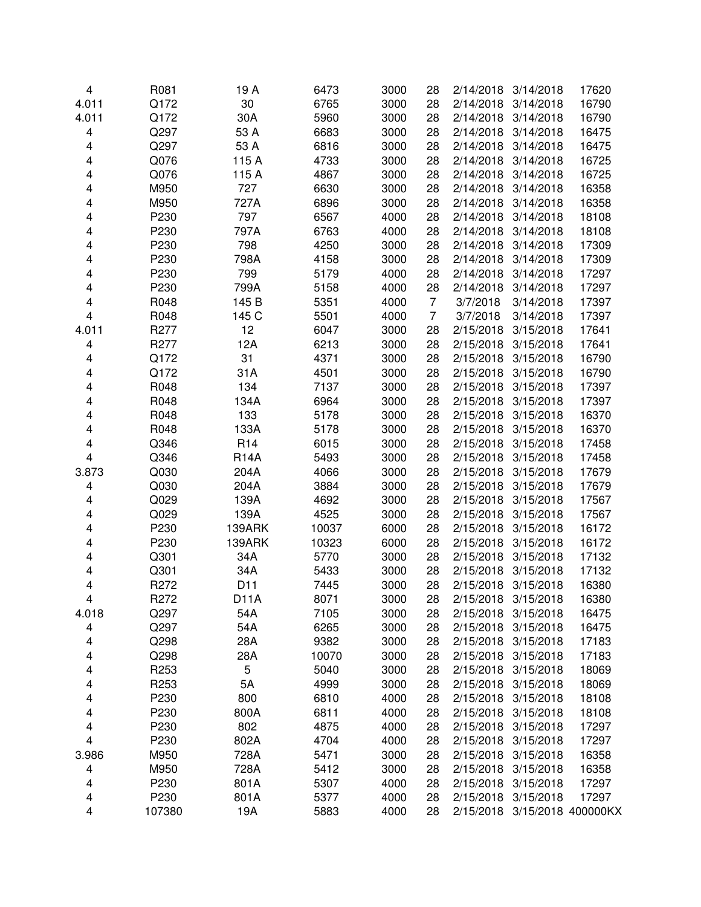| | | | | | | | | |
|---|---|---|---|---|---|---|---|---|
| 4 | R081 | 19 A | 6473 | 3000 | 28 | 2/14/2018 | 3/14/2018 | 17620 |
| 4.011 | Q172 | 30 | 6765 | 3000 | 28 | 2/14/2018 | 3/14/2018 | 16790 |
| 4.011 | Q172 | 30A | 5960 | 3000 | 28 | 2/14/2018 | 3/14/2018 | 16790 |
| 4 | Q297 | 53 A | 6683 | 3000 | 28 | 2/14/2018 | 3/14/2018 | 16475 |
| 4 | Q297 | 53 A | 6816 | 3000 | 28 | 2/14/2018 | 3/14/2018 | 16475 |
| 4 | Q076 | 115 A | 4733 | 3000 | 28 | 2/14/2018 | 3/14/2018 | 16725 |
| 4 | Q076 | 115 A | 4867 | 3000 | 28 | 2/14/2018 | 3/14/2018 | 16725 |
| 4 | M950 | 727 | 6630 | 3000 | 28 | 2/14/2018 | 3/14/2018 | 16358 |
| 4 | M950 | 727A | 6896 | 3000 | 28 | 2/14/2018 | 3/14/2018 | 16358 |
| 4 | P230 | 797 | 6567 | 4000 | 28 | 2/14/2018 | 3/14/2018 | 18108 |
| 4 | P230 | 797A | 6763 | 4000 | 28 | 2/14/2018 | 3/14/2018 | 18108 |
| 4 | P230 | 798 | 4250 | 3000 | 28 | 2/14/2018 | 3/14/2018 | 17309 |
| 4 | P230 | 798A | 4158 | 3000 | 28 | 2/14/2018 | 3/14/2018 | 17309 |
| 4 | P230 | 799 | 5179 | 4000 | 28 | 2/14/2018 | 3/14/2018 | 17297 |
| 4 | P230 | 799A | 5158 | 4000 | 28 | 2/14/2018 | 3/14/2018 | 17297 |
| 4 | R048 | 145 B | 5351 | 4000 | 7 | 3/7/2018 | 3/14/2018 | 17397 |
| 4 | R048 | 145 C | 5501 | 4000 | 7 | 3/7/2018 | 3/14/2018 | 17397 |
| 4.011 | R277 | 12 | 6047 | 3000 | 28 | 2/15/2018 | 3/15/2018 | 17641 |
| 4 | R277 | 12A | 6213 | 3000 | 28 | 2/15/2018 | 3/15/2018 | 17641 |
| 4 | Q172 | 31 | 4371 | 3000 | 28 | 2/15/2018 | 3/15/2018 | 16790 |
| 4 | Q172 | 31A | 4501 | 3000 | 28 | 2/15/2018 | 3/15/2018 | 16790 |
| 4 | R048 | 134 | 7137 | 3000 | 28 | 2/15/2018 | 3/15/2018 | 17397 |
| 4 | R048 | 134A | 6964 | 3000 | 28 | 2/15/2018 | 3/15/2018 | 17397 |
| 4 | R048 | 133 | 5178 | 3000 | 28 | 2/15/2018 | 3/15/2018 | 16370 |
| 4 | R048 | 133A | 5178 | 3000 | 28 | 2/15/2018 | 3/15/2018 | 16370 |
| 4 | Q346 | R14 | 6015 | 3000 | 28 | 2/15/2018 | 3/15/2018 | 17458 |
| 4 | Q346 | R14A | 5493 | 3000 | 28 | 2/15/2018 | 3/15/2018 | 17458 |
| 3.873 | Q030 | 204A | 4066 | 3000 | 28 | 2/15/2018 | 3/15/2018 | 17679 |
| 4 | Q030 | 204A | 3884 | 3000 | 28 | 2/15/2018 | 3/15/2018 | 17679 |
| 4 | Q029 | 139A | 4692 | 3000 | 28 | 2/15/2018 | 3/15/2018 | 17567 |
| 4 | Q029 | 139A | 4525 | 3000 | 28 | 2/15/2018 | 3/15/2018 | 17567 |
| 4 | P230 | 139ARK | 10037 | 6000 | 28 | 2/15/2018 | 3/15/2018 | 16172 |
| 4 | P230 | 139ARK | 10323 | 6000 | 28 | 2/15/2018 | 3/15/2018 | 16172 |
| 4 | Q301 | 34A | 5770 | 3000 | 28 | 2/15/2018 | 3/15/2018 | 17132 |
| 4 | Q301 | 34A | 5433 | 3000 | 28 | 2/15/2018 | 3/15/2018 | 17132 |
| 4 | R272 | D11 | 7445 | 3000 | 28 | 2/15/2018 | 3/15/2018 | 16380 |
| 4 | R272 | D11A | 8071 | 3000 | 28 | 2/15/2018 | 3/15/2018 | 16380 |
| 4.018 | Q297 | 54A | 7105 | 3000 | 28 | 2/15/2018 | 3/15/2018 | 16475 |
| 4 | Q297 | 54A | 6265 | 3000 | 28 | 2/15/2018 | 3/15/2018 | 16475 |
| 4 | Q298 | 28A | 9382 | 3000 | 28 | 2/15/2018 | 3/15/2018 | 17183 |
| 4 | Q298 | 28A | 10070 | 3000 | 28 | 2/15/2018 | 3/15/2018 | 17183 |
| 4 | R253 | 5 | 5040 | 3000 | 28 | 2/15/2018 | 3/15/2018 | 18069 |
| 4 | R253 | 5A | 4999 | 3000 | 28 | 2/15/2018 | 3/15/2018 | 18069 |
| 4 | P230 | 800 | 6810 | 4000 | 28 | 2/15/2018 | 3/15/2018 | 18108 |
| 4 | P230 | 800A | 6811 | 4000 | 28 | 2/15/2018 | 3/15/2018 | 18108 |
| 4 | P230 | 802 | 4875 | 4000 | 28 | 2/15/2018 | 3/15/2018 | 17297 |
| 4 | P230 | 802A | 4704 | 4000 | 28 | 2/15/2018 | 3/15/2018 | 17297 |
| 3.986 | M950 | 728A | 5471 | 3000 | 28 | 2/15/2018 | 3/15/2018 | 16358 |
| 4 | M950 | 728A | 5412 | 3000 | 28 | 2/15/2018 | 3/15/2018 | 16358 |
| 4 | P230 | 801A | 5307 | 4000 | 28 | 2/15/2018 | 3/15/2018 | 17297 |
| 4 | P230 | 801A | 5377 | 4000 | 28 | 2/15/2018 | 3/15/2018 | 17297 |
| 4 | 107380 | 19A | 5883 | 4000 | 28 | 2/15/2018 | 3/15/2018 | 400000KX |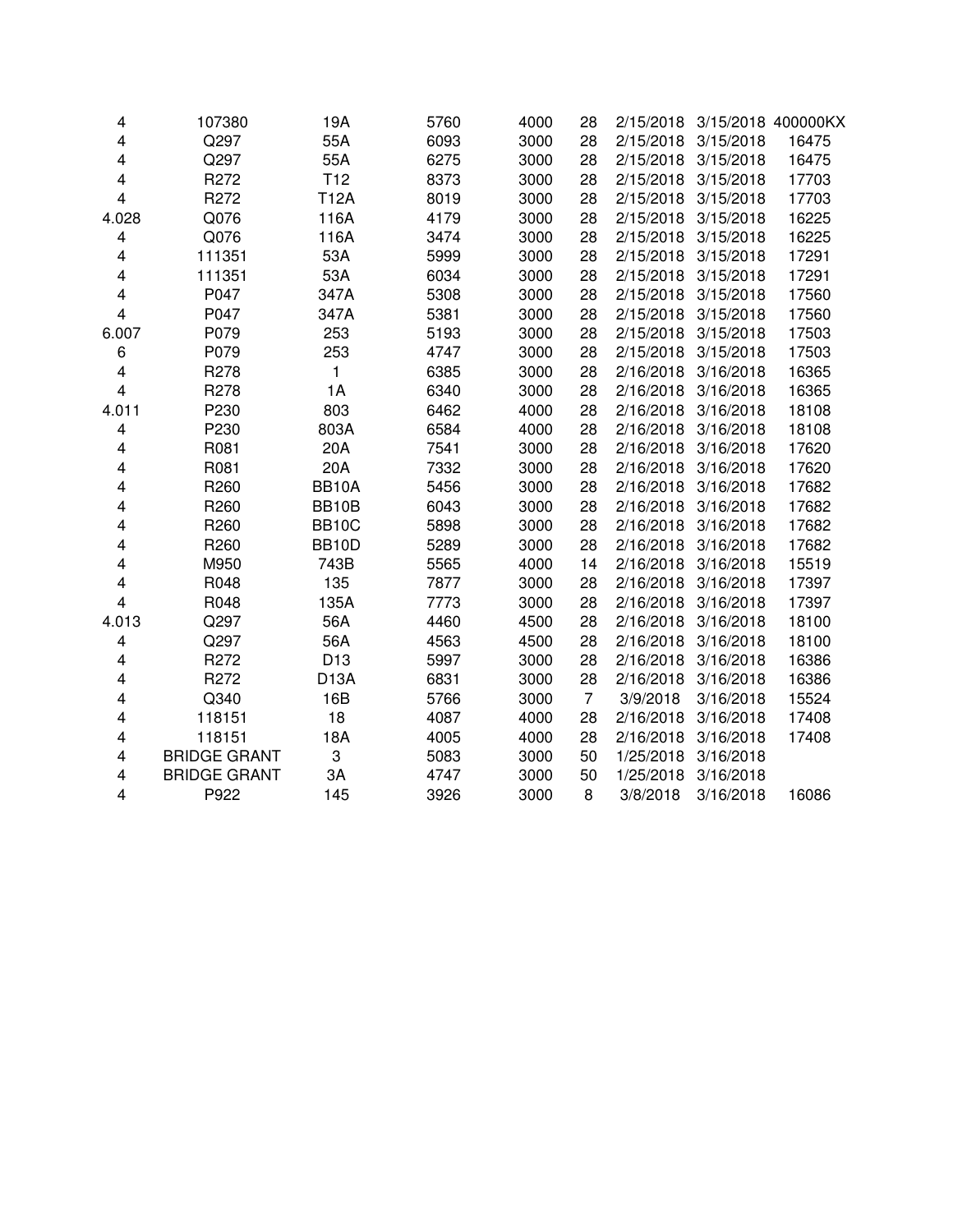| | | | | | | | | |
|---|---|---|---|---|---|---|---|---|
| 4 | 107380 | 19A | 5760 | 4000 | 28 | 2/15/2018 | 3/15/2018 | 400000KX |
| 4 | Q297 | 55A | 6093 | 3000 | 28 | 2/15/2018 | 3/15/2018 | 16475 |
| 4 | Q297 | 55A | 6275 | 3000 | 28 | 2/15/2018 | 3/15/2018 | 16475 |
| 4 | R272 | T12 | 8373 | 3000 | 28 | 2/15/2018 | 3/15/2018 | 17703 |
| 4 | R272 | T12A | 8019 | 3000 | 28 | 2/15/2018 | 3/15/2018 | 17703 |
| 4.028 | Q076 | 116A | 4179 | 3000 | 28 | 2/15/2018 | 3/15/2018 | 16225 |
| 4 | Q076 | 116A | 3474 | 3000 | 28 | 2/15/2018 | 3/15/2018 | 16225 |
| 4 | 111351 | 53A | 5999 | 3000 | 28 | 2/15/2018 | 3/15/2018 | 17291 |
| 4 | 111351 | 53A | 6034 | 3000 | 28 | 2/15/2018 | 3/15/2018 | 17291 |
| 4 | P047 | 347A | 5308 | 3000 | 28 | 2/15/2018 | 3/15/2018 | 17560 |
| 4 | P047 | 347A | 5381 | 3000 | 28 | 2/15/2018 | 3/15/2018 | 17560 |
| 6.007 | P079 | 253 | 5193 | 3000 | 28 | 2/15/2018 | 3/15/2018 | 17503 |
| 6 | P079 | 253 | 4747 | 3000 | 28 | 2/15/2018 | 3/15/2018 | 17503 |
| 4 | R278 | 1 | 6385 | 3000 | 28 | 2/16/2018 | 3/16/2018 | 16365 |
| 4 | R278 | 1A | 6340 | 3000 | 28 | 2/16/2018 | 3/16/2018 | 16365 |
| 4.011 | P230 | 803 | 6462 | 4000 | 28 | 2/16/2018 | 3/16/2018 | 18108 |
| 4 | P230 | 803A | 6584 | 4000 | 28 | 2/16/2018 | 3/16/2018 | 18108 |
| 4 | R081 | 20A | 7541 | 3000 | 28 | 2/16/2018 | 3/16/2018 | 17620 |
| 4 | R081 | 20A | 7332 | 3000 | 28 | 2/16/2018 | 3/16/2018 | 17620 |
| 4 | R260 | BB10A | 5456 | 3000 | 28 | 2/16/2018 | 3/16/2018 | 17682 |
| 4 | R260 | BB10B | 6043 | 3000 | 28 | 2/16/2018 | 3/16/2018 | 17682 |
| 4 | R260 | BB10C | 5898 | 3000 | 28 | 2/16/2018 | 3/16/2018 | 17682 |
| 4 | R260 | BB10D | 5289 | 3000 | 28 | 2/16/2018 | 3/16/2018 | 17682 |
| 4 | M950 | 743B | 5565 | 4000 | 14 | 2/16/2018 | 3/16/2018 | 15519 |
| 4 | R048 | 135 | 7877 | 3000 | 28 | 2/16/2018 | 3/16/2018 | 17397 |
| 4 | R048 | 135A | 7773 | 3000 | 28 | 2/16/2018 | 3/16/2018 | 17397 |
| 4.013 | Q297 | 56A | 4460 | 4500 | 28 | 2/16/2018 | 3/16/2018 | 18100 |
| 4 | Q297 | 56A | 4563 | 4500 | 28 | 2/16/2018 | 3/16/2018 | 18100 |
| 4 | R272 | D13 | 5997 | 3000 | 28 | 2/16/2018 | 3/16/2018 | 16386 |
| 4 | R272 | D13A | 6831 | 3000 | 28 | 2/16/2018 | 3/16/2018 | 16386 |
| 4 | Q340 | 16B | 5766 | 3000 | 7 | 3/9/2018 | 3/16/2018 | 15524 |
| 4 | 118151 | 18 | 4087 | 4000 | 28 | 2/16/2018 | 3/16/2018 | 17408 |
| 4 | 118151 | 18A | 4005 | 4000 | 28 | 2/16/2018 | 3/16/2018 | 17408 |
| 4 | BRIDGE GRANT | 3 | 5083 | 3000 | 50 | 1/25/2018 | 3/16/2018 | |
| 4 | BRIDGE GRANT | 3A | 4747 | 3000 | 50 | 1/25/2018 | 3/16/2018 | |
| 4 | P922 | 145 | 3926 | 3000 | 8 | 3/8/2018 | 3/16/2018 | 16086 |